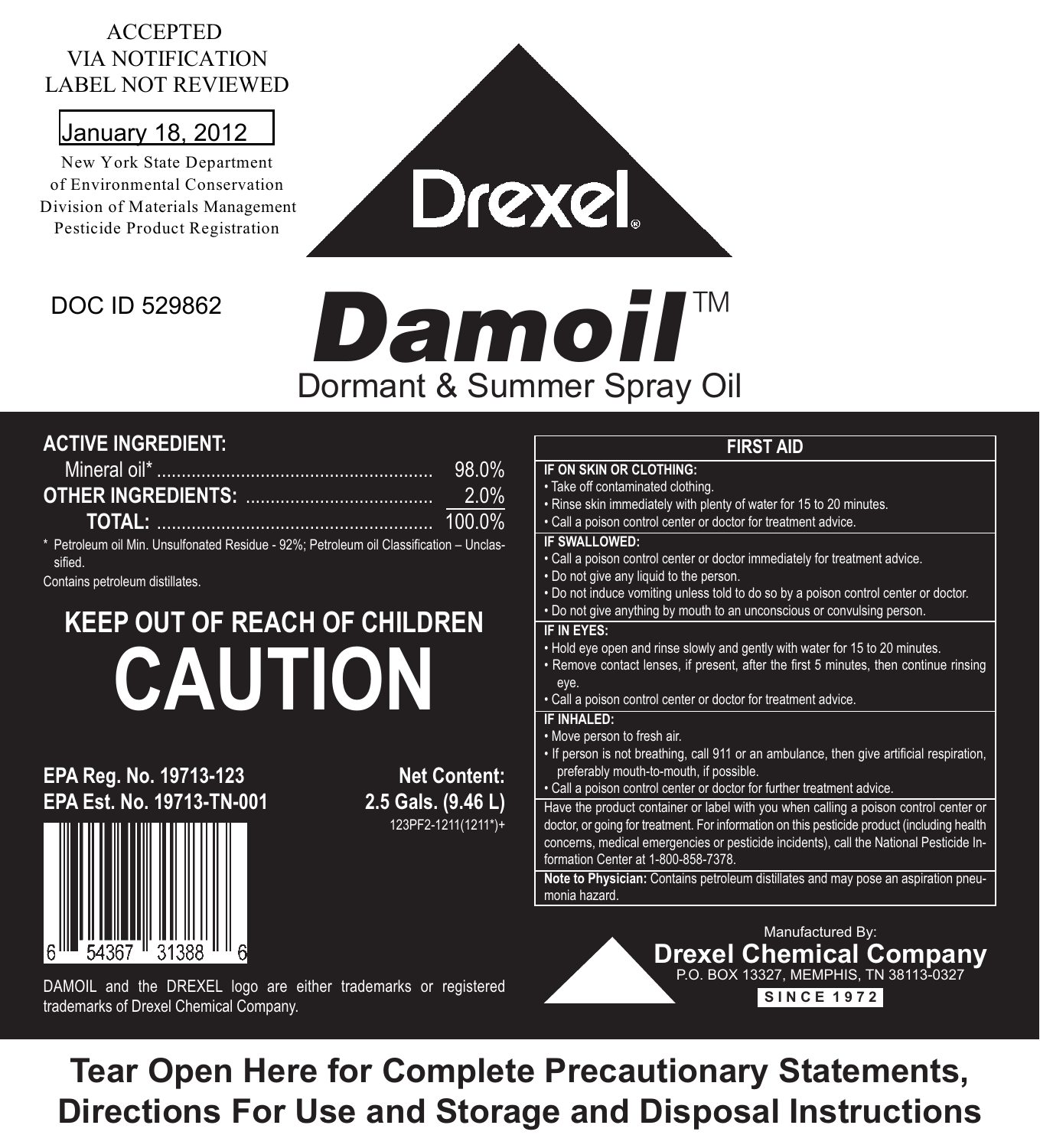ACCEPTED
VIA NOTIFICATION
LABEL NOT REVIEWED

January 18, 2012

New York State Department
of Environmental Conservation
Division of Materials Management
Pesticide Product Registration

DOC ID 529862

Drexel®

# Damoil™

## Dormant & Summer Spray Oil

**ACTIVE INGREDIENT:**

| | |
|---|---|
| Mineral oil* | 98.0% |
| **OTHER INGREDIENTS:** | 2.0% |
| **TOTAL:** | 100.0% |

* Petroleum oil Min. Unsulfonated Residue - 92%; Petroleum oil Classification – Unclassified.

Contains petroleum distillates.

## KEEP OUT OF REACH OF CHILDREN

# CAUTION

**EPA Reg. No. 19713-123**
**EPA Est. No. 19713-TN-001**

**Net Content:**
**2.5 Gals. (9.46 L)**

123PF2-1211(1211*)+

6 54367 31388 6

DAMOIL and the DREXEL logo are either trademarks or registered trademarks of Drexel Chemical Company.

### FIRST AID

**IF ON SKIN OR CLOTHING:**

- Take off contaminated clothing.
- Rinse skin immediately with plenty of water for 15 to 20 minutes.
- Call a poison control center or doctor for treatment advice.

**IF SWALLOWED:**

- Call a poison control center or doctor immediately for treatment advice.
- Do not give any liquid to the person.
- Do not induce vomiting unless told to do so by a poison control center or doctor.
- Do not give anything by mouth to an unconscious or convulsing person.

**IF IN EYES:**

- Hold eye open and rinse slowly and gently with water for 15 to 20 minutes.
- Remove contact lenses, if present, after the first 5 minutes, then continue rinsing eye.
- Call a poison control center or doctor for treatment advice.

**IF INHALED:**

- Move person to fresh air.
- If person is not breathing, call 911 or an ambulance, then give artificial respiration, preferably mouth-to-mouth, if possible.
- Call a poison control center or doctor for further treatment advice.

Have the product container or label with you when calling a poison control center or doctor, or going for treatment. For information on this pesticide product (including health concerns, medical emergencies or pesticide incidents), call the National Pesticide Information Center at 1-800-858-7378.

**Note to Physician:** Contains petroleum distillates and may pose an aspiration pneumonia hazard.

Manufactured By:
**Drexel Chemical Company**
P.O. BOX 13327, MEMPHIS, TN 38113-0327
**SINCE 1972**

## Tear Open Here for Complete Precautionary Statements, Directions For Use and Storage and Disposal Instructions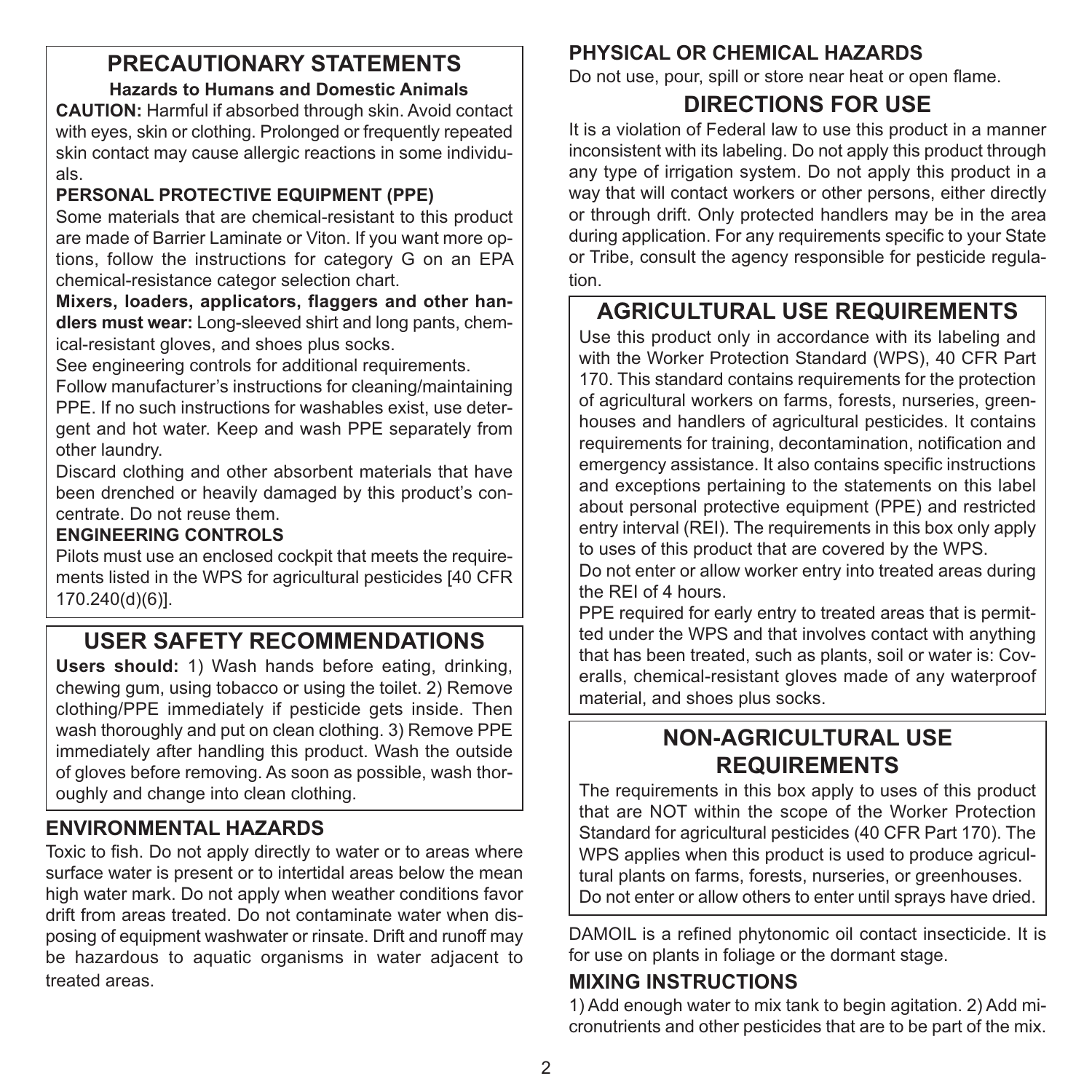## PRECAUTIONARY STATEMENTS

### Hazards to Humans and Domestic Animals

**CAUTION:** Harmful if absorbed through skin. Avoid contact with eyes, skin or clothing. Prolonged or frequently repeated skin contact may cause allergic reactions in some individuals.

**PERSONAL PROTECTIVE EQUIPMENT (PPE)**

Some materials that are chemical-resistant to this product are made of Barrier Laminate or Viton. If you want more options, follow the instructions for category G on an EPA chemical-resistance categor selection chart.

**Mixers, loaders, applicators, flaggers and other handlers must wear:** Long-sleeved shirt and long pants, chemical-resistant gloves, and shoes plus socks.

See engineering controls for additional requirements.

Follow manufacturer's instructions for cleaning/maintaining PPE. If no such instructions for washables exist, use detergent and hot water. Keep and wash PPE separately from other laundry.

Discard clothing and other absorbent materials that have been drenched or heavily damaged by this product's concentrate. Do not reuse them.

**ENGINEERING CONTROLS**

Pilots must use an enclosed cockpit that meets the requirements listed in the WPS for agricultural pesticides [40 CFR 170.240(d)(6)].

## USER SAFETY RECOMMENDATIONS

**Users should:** 1) Wash hands before eating, drinking, chewing gum, using tobacco or using the toilet. 2) Remove clothing/PPE immediately if pesticide gets inside. Then wash thoroughly and put on clean clothing. 3) Remove PPE immediately after handling this product. Wash the outside of gloves before removing. As soon as possible, wash thoroughly and change into clean clothing.

### ENVIRONMENTAL HAZARDS

Toxic to fish. Do not apply directly to water or to areas where surface water is present or to intertidal areas below the mean high water mark. Do not apply when weather conditions favor drift from areas treated. Do not contaminate water when disposing of equipment washwater or rinsate. Drift and runoff may be hazardous to aquatic organisms in water adjacent to treated areas.

### PHYSICAL OR CHEMICAL HAZARDS

Do not use, pour, spill or store near heat or open flame.

## DIRECTIONS FOR USE

It is a violation of Federal law to use this product in a manner inconsistent with its labeling. Do not apply this product through any type of irrigation system. Do not apply this product in a way that will contact workers or other persons, either directly or through drift. Only protected handlers may be in the area during application. For any requirements specific to your State or Tribe, consult the agency responsible for pesticide regulation.

## AGRICULTURAL USE REQUIREMENTS

Use this product only in accordance with its labeling and with the Worker Protection Standard (WPS), 40 CFR Part 170. This standard contains requirements for the protection of agricultural workers on farms, forests, nurseries, greenhouses and handlers of agricultural pesticides. It contains requirements for training, decontamination, notification and emergency assistance. It also contains specific instructions and exceptions pertaining to the statements on this label about personal protective equipment (PPE) and restricted entry interval (REI). The requirements in this box only apply to uses of this product that are covered by the WPS.

Do not enter or allow worker entry into treated areas during the REI of 4 hours.

PPE required for early entry to treated areas that is permitted under the WPS and that involves contact with anything that has been treated, such as plants, soil or water is: Coveralls, chemical-resistant gloves made of any waterproof material, and shoes plus socks.

## NON-AGRICULTURAL USE REQUIREMENTS

The requirements in this box apply to uses of this product that are NOT within the scope of the Worker Protection Standard for agricultural pesticides (40 CFR Part 170). The WPS applies when this product is used to produce agricultural plants on farms, forests, nurseries, or greenhouses.

Do not enter or allow others to enter until sprays have dried.

DAMOIL is a refined phytonomic oil contact insecticide. It is for use on plants in foliage or the dormant stage.

### MIXING INSTRUCTIONS

1) Add enough water to mix tank to begin agitation. 2) Add micronutrients and other pesticides that are to be part of the mix.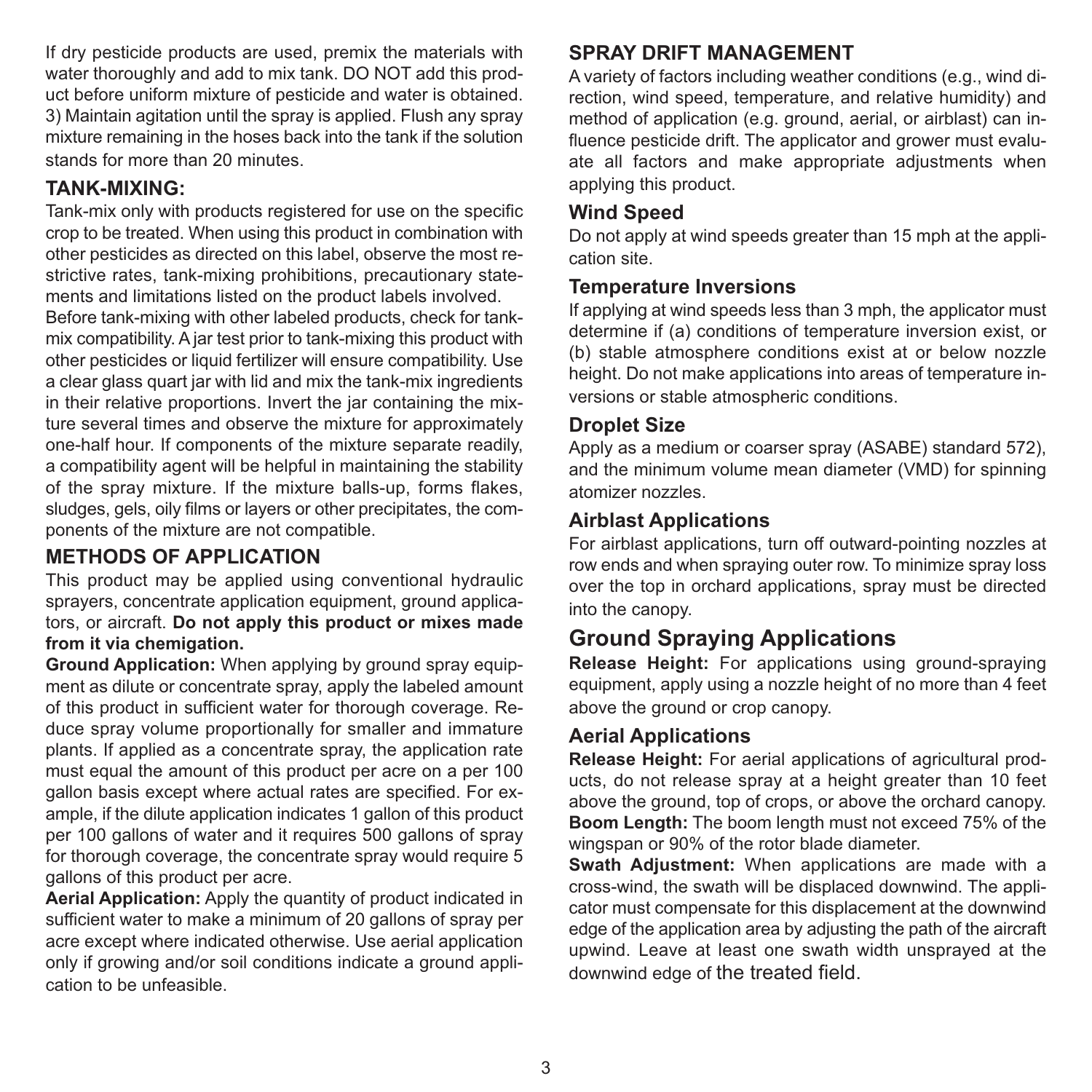If dry pesticide products are used, premix the materials with water thoroughly and add to mix tank. DO NOT add this product before uniform mixture of pesticide and water is obtained. 3) Maintain agitation until the spray is applied. Flush any spray mixture remaining in the hoses back into the tank if the solution stands for more than 20 minutes.

### TANK-MIXING:

Tank-mix only with products registered for use on the specific crop to be treated. When using this product in combination with other pesticides as directed on this label, observe the most restrictive rates, tank-mixing prohibitions, precautionary statements and limitations listed on the product labels involved.

Before tank-mixing with other labeled products, check for tank-mix compatibility. A jar test prior to tank-mixing this product with other pesticides or liquid fertilizer will ensure compatibility. Use a clear glass quart jar with lid and mix the tank-mix ingredients in their relative proportions. Invert the jar containing the mixture several times and observe the mixture for approximately one-half hour. If components of the mixture separate readily, a compatibility agent will be helpful in maintaining the stability of the spray mixture. If the mixture balls-up, forms flakes, sludges, gels, oily films or layers or other precipitates, the components of the mixture are not compatible.

### METHODS OF APPLICATION

This product may be applied using conventional hydraulic sprayers, concentrate application equipment, ground applicators, or aircraft. **Do not apply this product or mixes made from it via chemigation.**

**Ground Application:** When applying by ground spray equipment as dilute or concentrate spray, apply the labeled amount of this product in sufficient water for thorough coverage. Reduce spray volume proportionally for smaller and immature plants. If applied as a concentrate spray, the application rate must equal the amount of this product per acre on a per 100 gallon basis except where actual rates are specified. For example, if the dilute application indicates 1 gallon of this product per 100 gallons of water and it requires 500 gallons of spray for thorough coverage, the concentrate spray would require 5 gallons of this product per acre.

**Aerial Application:** Apply the quantity of product indicated in sufficient water to make a minimum of 20 gallons of spray per acre except where indicated otherwise. Use aerial application only if growing and/or soil conditions indicate a ground application to be unfeasible.

### SPRAY DRIFT MANAGEMENT

A variety of factors including weather conditions (e.g., wind direction, wind speed, temperature, and relative humidity) and method of application (e.g. ground, aerial, or airblast) can influence pesticide drift. The applicator and grower must evaluate all factors and make appropriate adjustments when applying this product.

#### Wind Speed

Do not apply at wind speeds greater than 15 mph at the application site.

#### Temperature Inversions

If applying at wind speeds less than 3 mph, the applicator must determine if (a) conditions of temperature inversion exist, or (b) stable atmosphere conditions exist at or below nozzle height. Do not make applications into areas of temperature inversions or stable atmospheric conditions.

#### Droplet Size

Apply as a medium or coarser spray (ASABE) standard 572), and the minimum volume mean diameter (VMD) for spinning atomizer nozzles.

#### Airblast Applications

For airblast applications, turn off outward-pointing nozzles at row ends and when spraying outer row. To minimize spray loss over the top in orchard applications, spray must be directed into the canopy.

## Ground Spraying Applications

**Release Height:** For applications using ground-spraying equipment, apply using a nozzle height of no more than 4 feet above the ground or crop canopy.

#### Aerial Applications

**Release Height:** For aerial applications of agricultural products, do not release spray at a height greater than 10 feet above the ground, top of crops, or above the orchard canopy.

**Boom Length:** The boom length must not exceed 75% of the wingspan or 90% of the rotor blade diameter.

**Swath Adjustment:** When applications are made with a cross-wind, the swath will be displaced downwind. The applicator must compensate for this displacement at the downwind edge of the application area by adjusting the path of the aircraft upwind. Leave at least one swath width unsprayed at the downwind edge of the treated field.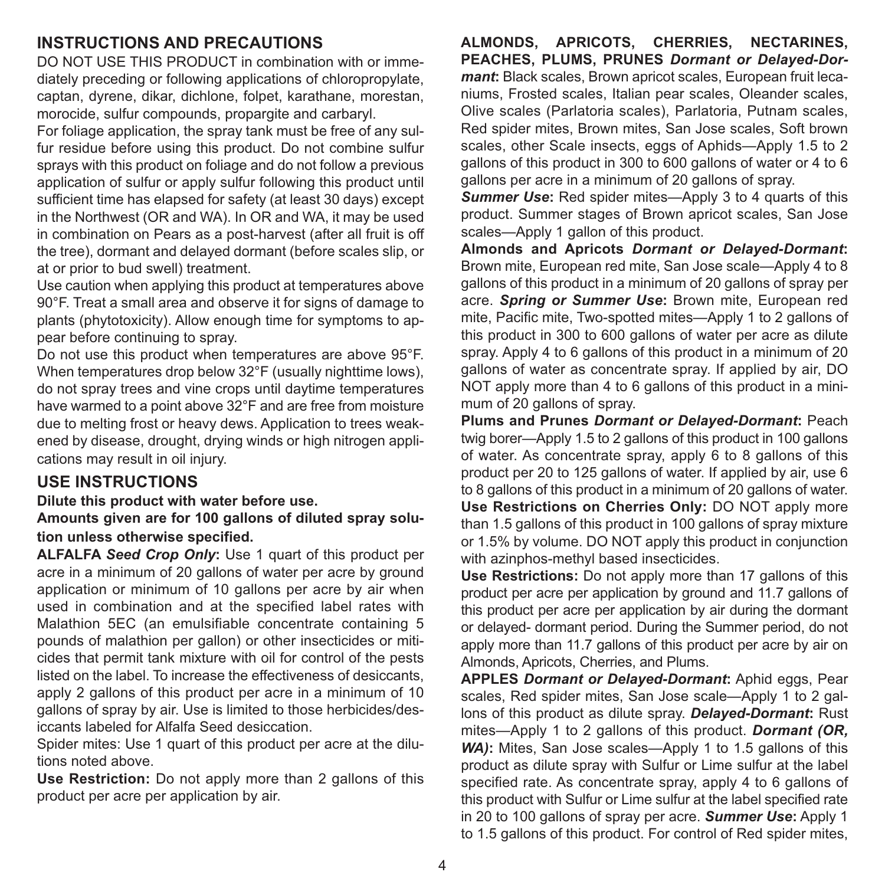## INSTRUCTIONS AND PRECAUTIONS

DO NOT USE THIS PRODUCT in combination with or immediately preceding or following applications of chloropropylate, captan, dyrene, dikar, dichlone, folpet, karathane, morestan, morocide, sulfur compounds, propargite and carbaryl.

For foliage application, the spray tank must be free of any sulfur residue before using this product. Do not combine sulfur sprays with this product on foliage and do not follow a previous application of sulfur or apply sulfur following this product until sufficient time has elapsed for safety (at least 30 days) except in the Northwest (OR and WA). In OR and WA, it may be used in combination on Pears as a post-harvest (after all fruit is off the tree), dormant and delayed dormant (before scales slip, or at or prior to bud swell) treatment.

Use caution when applying this product at temperatures above 90°F. Treat a small area and observe it for signs of damage to plants (phytotoxicity). Allow enough time for symptoms to appear before continuing to spray.

Do not use this product when temperatures are above 95°F. When temperatures drop below 32°F (usually nighttime lows), do not spray trees and vine crops until daytime temperatures have warmed to a point above 32°F and are free from moisture due to melting frost or heavy dews. Application to trees weakened by disease, drought, drying winds or high nitrogen applications may result in oil injury.

## USE INSTRUCTIONS

**Dilute this product with water before use.**

**Amounts given are for 100 gallons of diluted spray solution unless otherwise specified.**

**ALFALFA *Seed Crop Only*:** Use 1 quart of this product per acre in a minimum of 20 gallons of water per acre by ground application or minimum of 10 gallons per acre by air when used in combination and at the specified label rates with Malathion 5EC (an emulsifiable concentrate containing 5 pounds of malathion per gallon) or other insecticides or miticides that permit tank mixture with oil for control of the pests listed on the label. To increase the effectiveness of desiccants, apply 2 gallons of this product per acre in a minimum of 10 gallons of spray by air. Use is limited to those herbicides/desiccants labeled for Alfalfa Seed desiccation.

Spider mites: Use 1 quart of this product per acre at the dilutions noted above.

**Use Restriction:** Do not apply more than 2 gallons of this product per acre per application by air.

**ALMONDS, APRICOTS, CHERRIES, NECTARINES, PEACHES, PLUMS, PRUNES *Dormant or Delayed-Dormant*:** Black scales, Brown apricot scales, European fruit lecaniums, Frosted scales, Italian pear scales, Oleander scales, Olive scales (Parlatoria scales), Parlatoria, Putnam scales, Red spider mites, Brown mites, San Jose scales, Soft brown scales, other Scale insects, eggs of Aphids—Apply 1.5 to 2 gallons of this product in 300 to 600 gallons of water or 4 to 6 gallons per acre in a minimum of 20 gallons of spray.

***Summer Use*:** Red spider mites—Apply 3 to 4 quarts of this product. Summer stages of Brown apricot scales, San Jose scales—Apply 1 gallon of this product.

**Almonds and Apricots *Dormant or Delayed-Dormant*:** Brown mite, European red mite, San Jose scale—Apply 4 to 8 gallons of this product in a minimum of 20 gallons of spray per acre. ***Spring or Summer Use*:** Brown mite, European red mite, Pacific mite, Two-spotted mites—Apply 1 to 2 gallons of this product in 300 to 600 gallons of water per acre as dilute spray. Apply 4 to 6 gallons of this product in a minimum of 20 gallons of water as concentrate spray. If applied by air, DO NOT apply more than 4 to 6 gallons of this product in a minimum of 20 gallons of spray.

**Plums and Prunes *Dormant or Delayed-Dormant*:** Peach twig borer—Apply 1.5 to 2 gallons of this product in 100 gallons of water. As concentrate spray, apply 6 to 8 gallons of this product per 20 to 125 gallons of water. If applied by air, use 6 to 8 gallons of this product in a minimum of 20 gallons of water.

**Use Restrictions on Cherries Only:** DO NOT apply more than 1.5 gallons of this product in 100 gallons of spray mixture or 1.5% by volume. DO NOT apply this product in conjunction with azinphos-methyl based insecticides.

**Use Restrictions:** Do not apply more than 17 gallons of this product per acre per application by ground and 11.7 gallons of this product per acre per application by air during the dormant or delayed- dormant period. During the Summer period, do not apply more than 11.7 gallons of this product per acre by air on Almonds, Apricots, Cherries, and Plums.

**APPLES *Dormant or Delayed-Dormant*:** Aphid eggs, Pear scales, Red spider mites, San Jose scale—Apply 1 to 2 gallons of this product as dilute spray. ***Delayed-Dormant*:** Rust mites—Apply 1 to 2 gallons of this product. ***Dormant (OR, WA)*:** Mites, San Jose scales—Apply 1 to 1.5 gallons of this product as dilute spray with Sulfur or Lime sulfur at the label specified rate. As concentrate spray, apply 4 to 6 gallons of this product with Sulfur or Lime sulfur at the label specified rate in 20 to 100 gallons of spray per acre. ***Summer Use*:** Apply 1 to 1.5 gallons of this product. For control of Red spider mites,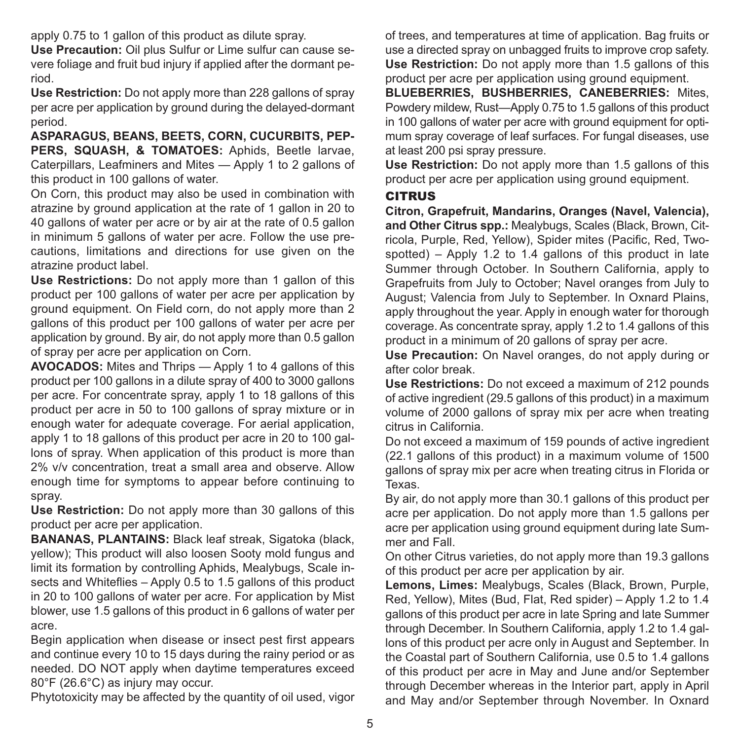apply 0.75 to 1 gallon of this product as dilute spray.

**Use Precaution:** Oil plus Sulfur or Lime sulfur can cause severe foliage and fruit bud injury if applied after the dormant period.

**Use Restriction:** Do not apply more than 228 gallons of spray per acre per application by ground during the delayed-dormant period.

**ASPARAGUS, BEANS, BEETS, CORN, CUCURBITS, PEPPERS, SQUASH, & TOMATOES:** Aphids, Beetle larvae, Caterpillars, Leafminers and Mites — Apply 1 to 2 gallons of this product in 100 gallons of water.

On Corn, this product may also be used in combination with atrazine by ground application at the rate of 1 gallon in 20 to 40 gallons of water per acre or by air at the rate of 0.5 gallon in minimum 5 gallons of water per acre. Follow the use precautions, limitations and directions for use given on the atrazine product label.

**Use Restrictions:** Do not apply more than 1 gallon of this product per 100 gallons of water per acre per application by ground equipment. On Field corn, do not apply more than 2 gallons of this product per 100 gallons of water per acre per application by ground. By air, do not apply more than 0.5 gallon of spray per acre per application on Corn.

**AVOCADOS:** Mites and Thrips — Apply 1 to 4 gallons of this product per 100 gallons in a dilute spray of 400 to 3000 gallons per acre. For concentrate spray, apply 1 to 18 gallons of this product per acre in 50 to 100 gallons of spray mixture or in enough water for adequate coverage. For aerial application, apply 1 to 18 gallons of this product per acre in 20 to 100 gallons of spray. When application of this product is more than 2% v/v concentration, treat a small area and observe. Allow enough time for symptoms to appear before continuing to spray.

**Use Restriction:** Do not apply more than 30 gallons of this product per acre per application.

**BANANAS, PLANTAINS:** Black leaf streak, Sigatoka (black, yellow); This product will also loosen Sooty mold fungus and limit its formation by controlling Aphids, Mealybugs, Scale insects and Whiteflies – Apply 0.5 to 1.5 gallons of this product in 20 to 100 gallons of water per acre. For application by Mist blower, use 1.5 gallons of this product in 6 gallons of water per acre.

Begin application when disease or insect pest first appears and continue every 10 to 15 days during the rainy period or as needed. DO NOT apply when daytime temperatures exceed 80°F (26.6°C) as injury may occur.

Phytotoxicity may be affected by the quantity of oil used, vigor of trees, and temperatures at time of application. Bag fruits or use a directed spray on unbagged fruits to improve crop safety.

**Use Restriction:** Do not apply more than 1.5 gallons of this product per acre per application using ground equipment.

**BLUEBERRIES, BUSHBERRIES, CANEBERRIES:** Mites, Powdery mildew, Rust—Apply 0.75 to 1.5 gallons of this product in 100 gallons of water per acre with ground equipment for optimum spray coverage of leaf surfaces. For fungal diseases, use at least 200 psi spray pressure.

**Use Restriction:** Do not apply more than 1.5 gallons of this product per acre per application using ground equipment.

## CITRUS

**Citron, Grapefruit, Mandarins, Oranges (Navel, Valencia), and Other Citrus spp.:** Mealybugs, Scales (Black, Brown, Citricola, Purple, Red, Yellow), Spider mites (Pacific, Red, Two-spotted) – Apply 1.2 to 1.4 gallons of this product in late Summer through October. In Southern California, apply to Grapefruits from July to October; Navel oranges from July to August; Valencia from July to September. In Oxnard Plains, apply throughout the year. Apply in enough water for thorough coverage. As concentrate spray, apply 1.2 to 1.4 gallons of this product in a minimum of 20 gallons of spray per acre.

**Use Precaution:** On Navel oranges, do not apply during or after color break.

**Use Restrictions:** Do not exceed a maximum of 212 pounds of active ingredient (29.5 gallons of this product) in a maximum volume of 2000 gallons of spray mix per acre when treating citrus in California.

Do not exceed a maximum of 159 pounds of active ingredient (22.1 gallons of this product) in a maximum volume of 1500 gallons of spray mix per acre when treating citrus in Florida or Texas.

By air, do not apply more than 30.1 gallons of this product per acre per application. Do not apply more than 1.5 gallons per acre per application using ground equipment during late Summer and Fall.

On other Citrus varieties, do not apply more than 19.3 gallons of this product per acre per application by air.

**Lemons, Limes:** Mealybugs, Scales (Black, Brown, Purple, Red, Yellow), Mites (Bud, Flat, Red spider) – Apply 1.2 to 1.4 gallons of this product per acre in late Spring and late Summer through December. In Southern California, apply 1.2 to 1.4 gallons of this product per acre only in August and September. In the Coastal part of Southern California, use 0.5 to 1.4 gallons of this product per acre in May and June and/or September through December whereas in the Interior part, apply in April and May and/or September through November. In Oxnard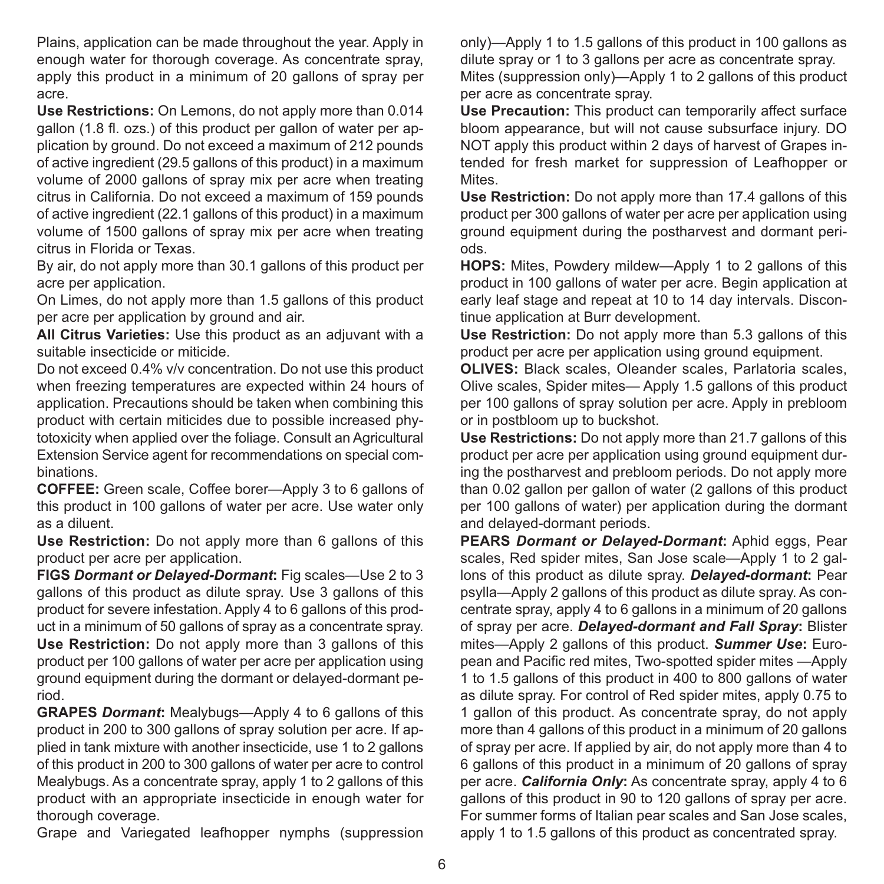Plains, application can be made throughout the year. Apply in enough water for thorough coverage. As concentrate spray, apply this product in a minimum of 20 gallons of spray per acre.

**Use Restrictions:** On Lemons, do not apply more than 0.014 gallon (1.8 fl. ozs.) of this product per gallon of water per application by ground. Do not exceed a maximum of 212 pounds of active ingredient (29.5 gallons of this product) in a maximum volume of 2000 gallons of spray mix per acre when treating citrus in California. Do not exceed a maximum of 159 pounds of active ingredient (22.1 gallons of this product) in a maximum volume of 1500 gallons of spray mix per acre when treating citrus in Florida or Texas.

By air, do not apply more than 30.1 gallons of this product per acre per application.

On Limes, do not apply more than 1.5 gallons of this product per acre per application by ground and air.

**All Citrus Varieties:** Use this product as an adjuvant with a suitable insecticide or miticide.

Do not exceed 0.4% v/v concentration. Do not use this product when freezing temperatures are expected within 24 hours of application. Precautions should be taken when combining this product with certain miticides due to possible increased phytotoxicity when applied over the foliage. Consult an Agricultural Extension Service agent for recommendations on special combinations.

**COFFEE:** Green scale, Coffee borer—Apply 3 to 6 gallons of this product in 100 gallons of water per acre. Use water only as a diluent.

**Use Restriction:** Do not apply more than 6 gallons of this product per acre per application.

**FIGS *Dormant or Delayed-Dormant*:** Fig scales—Use 2 to 3 gallons of this product as dilute spray. Use 3 gallons of this product for severe infestation. Apply 4 to 6 gallons of this product in a minimum of 50 gallons of spray as a concentrate spray.

**Use Restriction:** Do not apply more than 3 gallons of this product per 100 gallons of water per acre per application using ground equipment during the dormant or delayed-dormant period.

**GRAPES *Dormant*:** Mealybugs—Apply 4 to 6 gallons of this product in 200 to 300 gallons of spray solution per acre. If applied in tank mixture with another insecticide, use 1 to 2 gallons of this product in 200 to 300 gallons of water per acre to control Mealybugs. As a concentrate spray, apply 1 to 2 gallons of this product with an appropriate insecticide in enough water for thorough coverage.

Grape and Variegated leafhopper nymphs (suppression only)—Apply 1 to 1.5 gallons of this product in 100 gallons as dilute spray or 1 to 3 gallons per acre as concentrate spray.

Mites (suppression only)—Apply 1 to 2 gallons of this product per acre as concentrate spray.

**Use Precaution:** This product can temporarily affect surface bloom appearance, but will not cause subsurface injury. DO NOT apply this product within 2 days of harvest of Grapes intended for fresh market for suppression of Leafhopper or Mites.

**Use Restriction:** Do not apply more than 17.4 gallons of this product per 300 gallons of water per acre per application using ground equipment during the postharvest and dormant periods.

**HOPS:** Mites, Powdery mildew—Apply 1 to 2 gallons of this product in 100 gallons of water per acre. Begin application at early leaf stage and repeat at 10 to 14 day intervals. Discontinue application at Burr development.

**Use Restriction:** Do not apply more than 5.3 gallons of this product per acre per application using ground equipment.

**OLIVES:** Black scales, Oleander scales, Parlatoria scales, Olive scales, Spider mites— Apply 1.5 gallons of this product per 100 gallons of spray solution per acre. Apply in prebloom or in postbloom up to buckshot.

**Use Restrictions:** Do not apply more than 21.7 gallons of this product per acre per application using ground equipment during the postharvest and prebloom periods. Do not apply more than 0.02 gallon per gallon of water (2 gallons of this product per 100 gallons of water) per application during the dormant and delayed-dormant periods.

**PEARS *Dormant or Delayed-Dormant*:** Aphid eggs, Pear scales, Red spider mites, San Jose scale—Apply 1 to 2 gallons of this product as dilute spray. ***Delayed-dormant*:** Pear psylla—Apply 2 gallons of this product as dilute spray. As concentrate spray, apply 4 to 6 gallons in a minimum of 20 gallons of spray per acre. ***Delayed-dormant and Fall Spray*:** Blister mites—Apply 2 gallons of this product. ***Summer Use*:** European and Pacific red mites, Two-spotted spider mites —Apply 1 to 1.5 gallons of this product in 400 to 800 gallons of water as dilute spray. For control of Red spider mites, apply 0.75 to 1 gallon of this product. As concentrate spray, do not apply more than 4 gallons of this product in a minimum of 20 gallons of spray per acre. If applied by air, do not apply more than 4 to 6 gallons of this product in a minimum of 20 gallons of spray per acre. ***California Only*:** As concentrate spray, apply 4 to 6 gallons of this product in 90 to 120 gallons of spray per acre. For summer forms of Italian pear scales and San Jose scales, apply 1 to 1.5 gallons of this product as concentrated spray.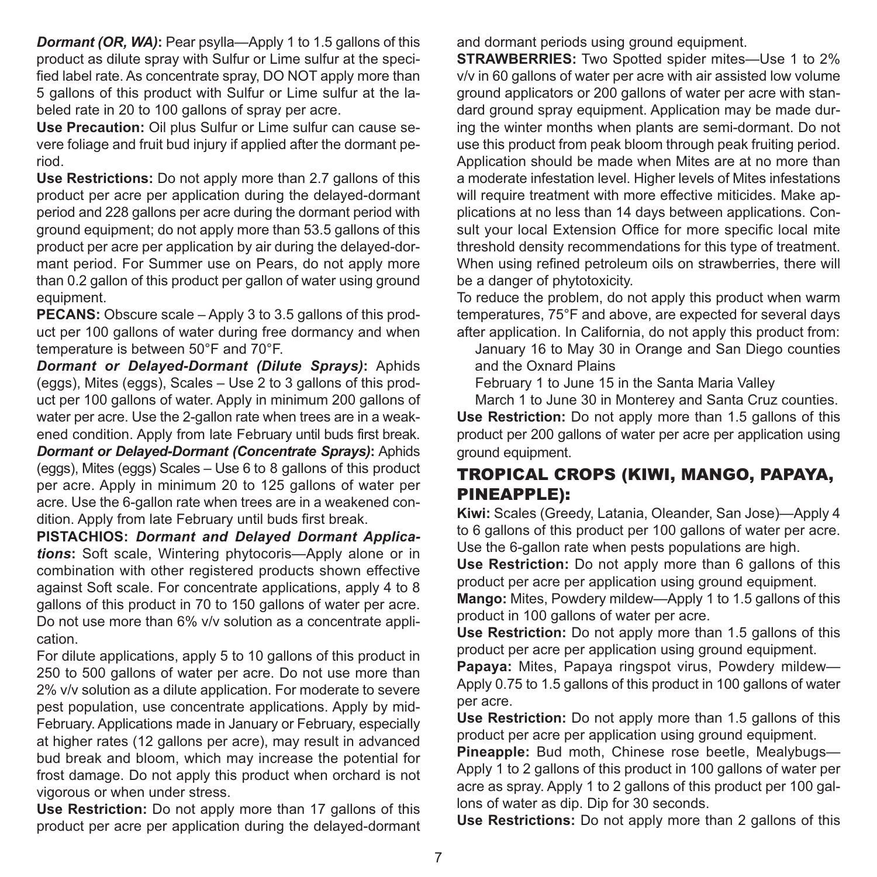***Dormant (OR, WA)*:** Pear psylla—Apply 1 to 1.5 gallons of this product as dilute spray with Sulfur or Lime sulfur at the specified label rate. As concentrate spray, DO NOT apply more than 5 gallons of this product with Sulfur or Lime sulfur at the labeled rate in 20 to 100 gallons of spray per acre.

**Use Precaution:** Oil plus Sulfur or Lime sulfur can cause severe foliage and fruit bud injury if applied after the dormant period.

**Use Restrictions:** Do not apply more than 2.7 gallons of this product per acre per application during the delayed-dormant period and 228 gallons per acre during the dormant period with ground equipment; do not apply more than 53.5 gallons of this product per acre per application by air during the delayed-dormant period. For Summer use on Pears, do not apply more than 0.2 gallon of this product per gallon of water using ground equipment.

**PECANS:** Obscure scale – Apply 3 to 3.5 gallons of this product per 100 gallons of water during free dormancy and when temperature is between 50°F and 70°F.

***Dormant or Delayed-Dormant (Dilute Sprays)*:** Aphids (eggs), Mites (eggs), Scales – Use 2 to 3 gallons of this product per 100 gallons of water. Apply in minimum 200 gallons of water per acre. Use the 2-gallon rate when trees are in a weakened condition. Apply from late February until buds first break.

***Dormant or Delayed-Dormant (Concentrate Sprays)*:** Aphids (eggs), Mites (eggs) Scales – Use 6 to 8 gallons of this product per acre. Apply in minimum 20 to 125 gallons of water per acre. Use the 6-gallon rate when trees are in a weakened condition. Apply from late February until buds first break.

**PISTACHIOS:** ***Dormant and Delayed Dormant Applications*:** Soft scale, Wintering phytocoris—Apply alone or in combination with other registered products shown effective against Soft scale. For concentrate applications, apply 4 to 8 gallons of this product in 70 to 150 gallons of water per acre. Do not use more than 6% v/v solution as a concentrate application.

For dilute applications, apply 5 to 10 gallons of this product in 250 to 500 gallons of water per acre. Do not use more than 2% v/v solution as a dilute application. For moderate to severe pest population, use concentrate applications. Apply by mid-February. Applications made in January or February, especially at higher rates (12 gallons per acre), may result in advanced bud break and bloom, which may increase the potential for frost damage. Do not apply this product when orchard is not vigorous or when under stress.

**Use Restriction:** Do not apply more than 17 gallons of this product per acre per application during the delayed-dormant and dormant periods using ground equipment.

**STRAWBERRIES:** Two Spotted spider mites—Use 1 to 2% v/v in 60 gallons of water per acre with air assisted low volume ground applicators or 200 gallons of water per acre with standard ground spray equipment. Application may be made during the winter months when plants are semi-dormant. Do not use this product from peak bloom through peak fruiting period. Application should be made when Mites are at no more than a moderate infestation level. Higher levels of Mites infestations will require treatment with more effective miticides. Make applications at no less than 14 days between applications. Consult your local Extension Office for more specific local mite threshold density recommendations for this type of treatment. When using refined petroleum oils on strawberries, there will be a danger of phytotoxicity.

To reduce the problem, do not apply this product when warm temperatures, 75°F and above, are expected for several days after application. In California, do not apply this product from:

- January 16 to May 30 in Orange and San Diego counties and the Oxnard Plains
- February 1 to June 15 in the Santa Maria Valley
- March 1 to June 30 in Monterey and Santa Cruz counties.

**Use Restriction:** Do not apply more than 1.5 gallons of this product per 200 gallons of water per acre per application using ground equipment.

## TROPICAL CROPS (KIWI, MANGO, PAPAYA, PINEAPPLE):

**Kiwi:** Scales (Greedy, Latania, Oleander, San Jose)—Apply 4 to 6 gallons of this product per 100 gallons of water per acre. Use the 6-gallon rate when pests populations are high.

**Use Restriction:** Do not apply more than 6 gallons of this product per acre per application using ground equipment.

**Mango:** Mites, Powdery mildew—Apply 1 to 1.5 gallons of this product in 100 gallons of water per acre.

**Use Restriction:** Do not apply more than 1.5 gallons of this product per acre per application using ground equipment.

**Papaya:** Mites, Papaya ringspot virus, Powdery mildew—Apply 0.75 to 1.5 gallons of this product in 100 gallons of water per acre.

**Use Restriction:** Do not apply more than 1.5 gallons of this product per acre per application using ground equipment.

**Pineapple:** Bud moth, Chinese rose beetle, Mealybugs—Apply 1 to 2 gallons of this product in 100 gallons of water per acre as spray. Apply 1 to 2 gallons of this product per 100 gallons of water as dip. Dip for 30 seconds.

**Use Restrictions:** Do not apply more than 2 gallons of this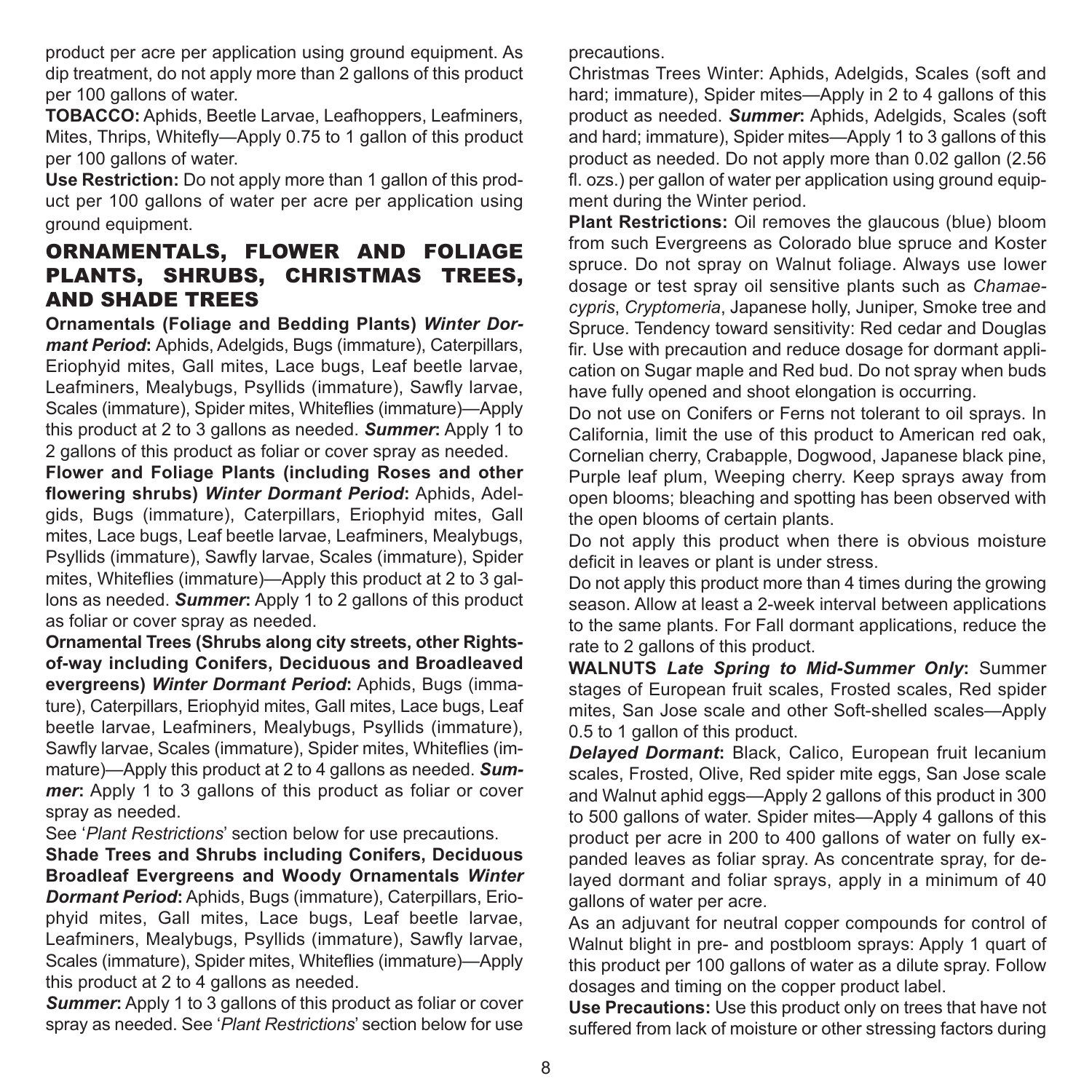product per acre per application using ground equipment. As dip treatment, do not apply more than 2 gallons of this product per 100 gallons of water.

**TOBACCO:** Aphids, Beetle Larvae, Leafhoppers, Leafminers, Mites, Thrips, Whitefly—Apply 0.75 to 1 gallon of this product per 100 gallons of water.

**Use Restriction:** Do not apply more than 1 gallon of this product per 100 gallons of water per acre per application using ground equipment.

## ORNAMENTALS, FLOWER AND FOLIAGE PLANTS, SHRUBS, CHRISTMAS TREES, AND SHADE TREES

**Ornamentals (Foliage and Bedding Plants)** ***Winter Dormant Period*****:** Aphids, Adelgids, Bugs (immature), Caterpillars, Eriophyid mites, Gall mites, Lace bugs, Leaf beetle larvae, Leafminers, Mealybugs, Psyllids (immature), Sawfly larvae, Scales (immature), Spider mites, Whiteflies (immature)—Apply this product at 2 to 3 gallons as needed. ***Summer*****:** Apply 1 to 2 gallons of this product as foliar or cover spray as needed.

**Flower and Foliage Plants (including Roses and other flowering shrubs)** ***Winter Dormant Period*****:** Aphids, Adelgids, Bugs (immature), Caterpillars, Eriophyid mites, Gall mites, Lace bugs, Leaf beetle larvae, Leafminers, Mealybugs, Psyllids (immature), Sawfly larvae, Scales (immature), Spider mites, Whiteflies (immature)—Apply this product at 2 to 3 gallons as needed. ***Summer*****:** Apply 1 to 2 gallons of this product as foliar or cover spray as needed.

**Ornamental Trees (Shrubs along city streets, other Rights-of-way including Conifers, Deciduous and Broadleaved evergreens)** ***Winter Dormant Period*****:** Aphids, Bugs (immature), Caterpillars, Eriophyid mites, Gall mites, Lace bugs, Leaf beetle larvae, Leafminers, Mealybugs, Psyllids (immature), Sawfly larvae, Scales (immature), Spider mites, Whiteflies (immature)—Apply this product at 2 to 4 gallons as needed. ***Summer*****:** Apply 1 to 3 gallons of this product as foliar or cover spray as needed.

See '*Plant Restrictions*' section below for use precautions.

**Shade Trees and Shrubs including Conifers, Deciduous Broadleaf Evergreens and Woody Ornamentals** ***Winter Dormant Period*****:** Aphids, Bugs (immature), Caterpillars, Eriophyid mites, Gall mites, Lace bugs, Leaf beetle larvae, Leafminers, Mealybugs, Psyllids (immature), Sawfly larvae, Scales (immature), Spider mites, Whiteflies (immature)—Apply this product at 2 to 4 gallons as needed.

***Summer*****:** Apply 1 to 3 gallons of this product as foliar or cover spray as needed. See '*Plant Restrictions*' section below for use precautions.

Christmas Trees Winter: Aphids, Adelgids, Scales (soft and hard; immature), Spider mites—Apply in 2 to 4 gallons of this product as needed. ***Summer*****:** Aphids, Adelgids, Scales (soft and hard; immature), Spider mites—Apply 1 to 3 gallons of this product as needed. Do not apply more than 0.02 gallon (2.56 fl. ozs.) per gallon of water per application using ground equipment during the Winter period.

**Plant Restrictions:** Oil removes the glaucous (blue) bloom from such Evergreens as Colorado blue spruce and Koster spruce. Do not spray on Walnut foliage. Always use lower dosage or test spray oil sensitive plants such as *Chamaecypris*, *Cryptomeria*, Japanese holly, Juniper, Smoke tree and Spruce. Tendency toward sensitivity: Red cedar and Douglas fir. Use with precaution and reduce dosage for dormant application on Sugar maple and Red bud. Do not spray when buds have fully opened and shoot elongation is occurring.

Do not use on Conifers or Ferns not tolerant to oil sprays. In California, limit the use of this product to American red oak, Cornelian cherry, Crabapple, Dogwood, Japanese black pine, Purple leaf plum, Weeping cherry. Keep sprays away from open blooms; bleaching and spotting has been observed with the open blooms of certain plants.

Do not apply this product when there is obvious moisture deficit in leaves or plant is under stress.

Do not apply this product more than 4 times during the growing season. Allow at least a 2-week interval between applications to the same plants. For Fall dormant applications, reduce the rate to 2 gallons of this product.

**WALNUTS** ***Late Spring to Mid-Summer Only*****:** Summer stages of European fruit scales, Frosted scales, Red spider mites, San Jose scale and other Soft-shelled scales—Apply 0.5 to 1 gallon of this product.

***Delayed Dormant*****:** Black, Calico, European fruit lecanium scales, Frosted, Olive, Red spider mite eggs, San Jose scale and Walnut aphid eggs—Apply 2 gallons of this product in 300 to 500 gallons of water. Spider mites—Apply 4 gallons of this product per acre in 200 to 400 gallons of water on fully expanded leaves as foliar spray. As concentrate spray, for delayed dormant and foliar sprays, apply in a minimum of 40 gallons of water per acre.

As an adjuvant for neutral copper compounds for control of Walnut blight in pre- and postbloom sprays: Apply 1 quart of this product per 100 gallons of water as a dilute spray. Follow dosages and timing on the copper product label.

**Use Precautions:** Use this product only on trees that have not suffered from lack of moisture or other stressing factors during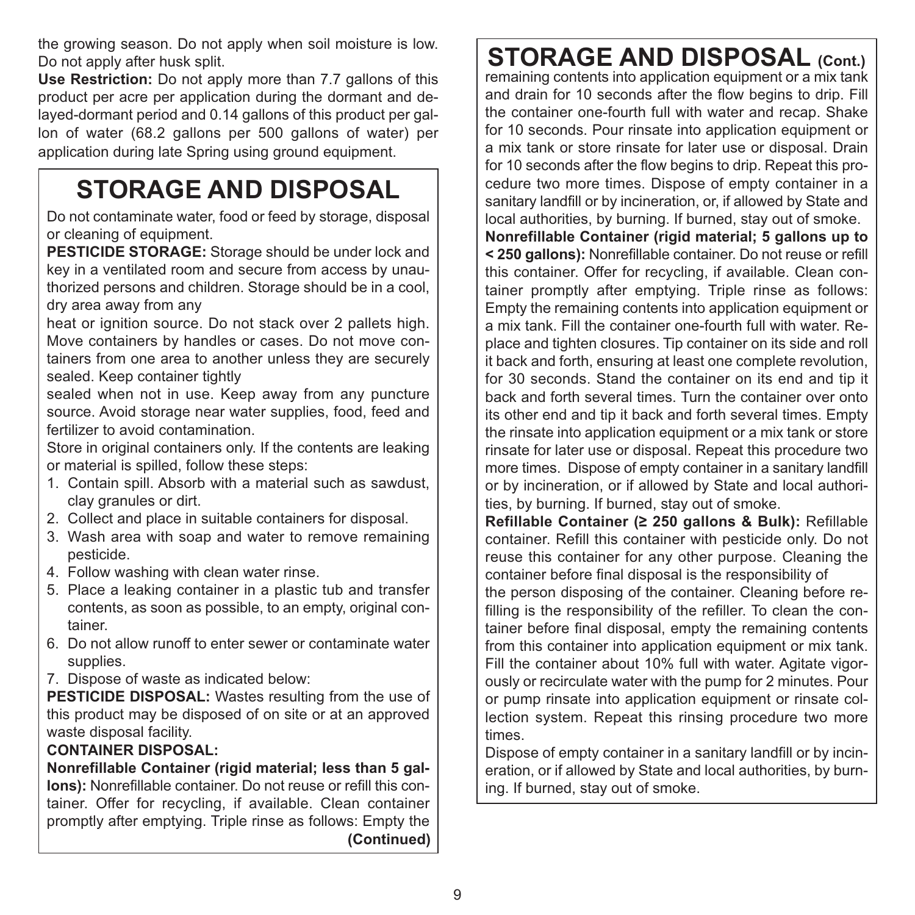the growing season. Do not apply when soil moisture is low. Do not apply after husk split.

**Use Restriction:** Do not apply more than 7.7 gallons of this product per acre per application during the dormant and delayed-dormant period and 0.14 gallons of this product per gallon of water (68.2 gallons per 500 gallons of water) per application during late Spring using ground equipment.

# STORAGE AND DISPOSAL

Do not contaminate water, food or feed by storage, disposal or cleaning of equipment.

**PESTICIDE STORAGE:** Storage should be under lock and key in a ventilated room and secure from access by unauthorized persons and children. Storage should be in a cool, dry area away from any heat or ignition source. Do not stack over 2 pallets high. Move containers by handles or cases. Do not move containers from one area to another unless they are securely sealed. Keep container tightly sealed when not in use. Keep away from any puncture source. Avoid storage near water supplies, food, feed and fertilizer to avoid contamination.

Store in original containers only. If the contents are leaking or material is spilled, follow these steps:

1. Contain spill. Absorb with a material such as sawdust, clay granules or dirt.
2. Collect and place in suitable containers for disposal.
3. Wash area with soap and water to remove remaining pesticide.
4. Follow washing with clean water rinse.
5. Place a leaking container in a plastic tub and transfer contents, as soon as possible, to an empty, original container.
6. Do not allow runoff to enter sewer or contaminate water supplies.
7. Dispose of waste as indicated below:

**PESTICIDE DISPOSAL:** Wastes resulting from the use of this product may be disposed of on site or at an approved waste disposal facility.

**CONTAINER DISPOSAL:**

**Nonrefillable Container (rigid material; less than 5 gallons):** Nonrefillable container. Do not reuse or refill this container. Offer for recycling, if available. Clean container promptly after emptying. Triple rinse as follows: Empty the remaining contents into application equipment or a mix tank and drain for 10 seconds after the flow begins to drip. Fill the container one-fourth full with water and recap. Shake for 10 seconds. Pour rinsate into application equipment or a mix tank or store rinsate for later use or disposal. Drain for 10 seconds after the flow begins to drip. Repeat this procedure two more times. Dispose of empty container in a sanitary landfill or by incineration, or, if allowed by State and local authorities, by burning. If burned, stay out of smoke.

**Nonrefillable Container (rigid material; 5 gallons up to < 250 gallons):** Nonrefillable container. Do not reuse or refill this container. Offer for recycling, if available. Clean container promptly after emptying. Triple rinse as follows: Empty the remaining contents into application equipment or a mix tank. Fill the container one-fourth full with water. Replace and tighten closures. Tip container on its side and roll it back and forth, ensuring at least one complete revolution, for 30 seconds. Stand the container on its end and tip it back and forth several times. Turn the container over onto its other end and tip it back and forth several times. Empty the rinsate into application equipment or a mix tank or store rinsate for later use or disposal. Repeat this procedure two more times. Dispose of empty container in a sanitary landfill or by incineration, or if allowed by State and local authorities, by burning. If burned, stay out of smoke.

**Refillable Container (≥ 250 gallons & Bulk):** Refillable container. Refill this container with pesticide only. Do not reuse this container for any other purpose. Cleaning the container before final disposal is the responsibility of the person disposing of the container. Cleaning before refilling is the responsibility of the refiller. To clean the container before final disposal, empty the remaining contents from this container into application equipment or mix tank. Fill the container about 10% full with water. Agitate vigorously or recirculate water with the pump for 2 minutes. Pour or pump rinsate into application equipment or rinsate collection system. Repeat this rinsing procedure two more times.

Dispose of empty container in a sanitary landfill or by incineration, or if allowed by State and local authorities, by burning. If burned, stay out of smoke.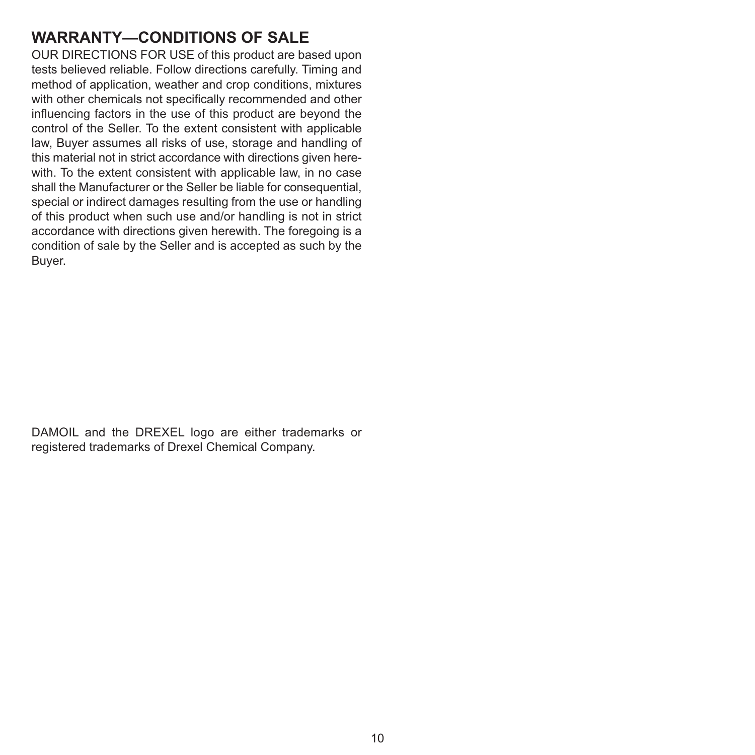## WARRANTY—CONDITIONS OF SALE

OUR DIRECTIONS FOR USE of this product are based upon tests believed reliable. Follow directions carefully. Timing and method of application, weather and crop conditions, mixtures with other chemicals not specifically recommended and other influencing factors in the use of this product are beyond the control of the Seller. To the extent consistent with applicable law, Buyer assumes all risks of use, storage and handling of this material not in strict accordance with directions given herewith. To the extent consistent with applicable law, in no case shall the Manufacturer or the Seller be liable for consequential, special or indirect damages resulting from the use or handling of this product when such use and/or handling is not in strict accordance with directions given herewith. The foregoing is a condition of sale by the Seller and is accepted as such by the Buyer.

DAMOIL and the DREXEL logo are either trademarks or registered trademarks of Drexel Chemical Company.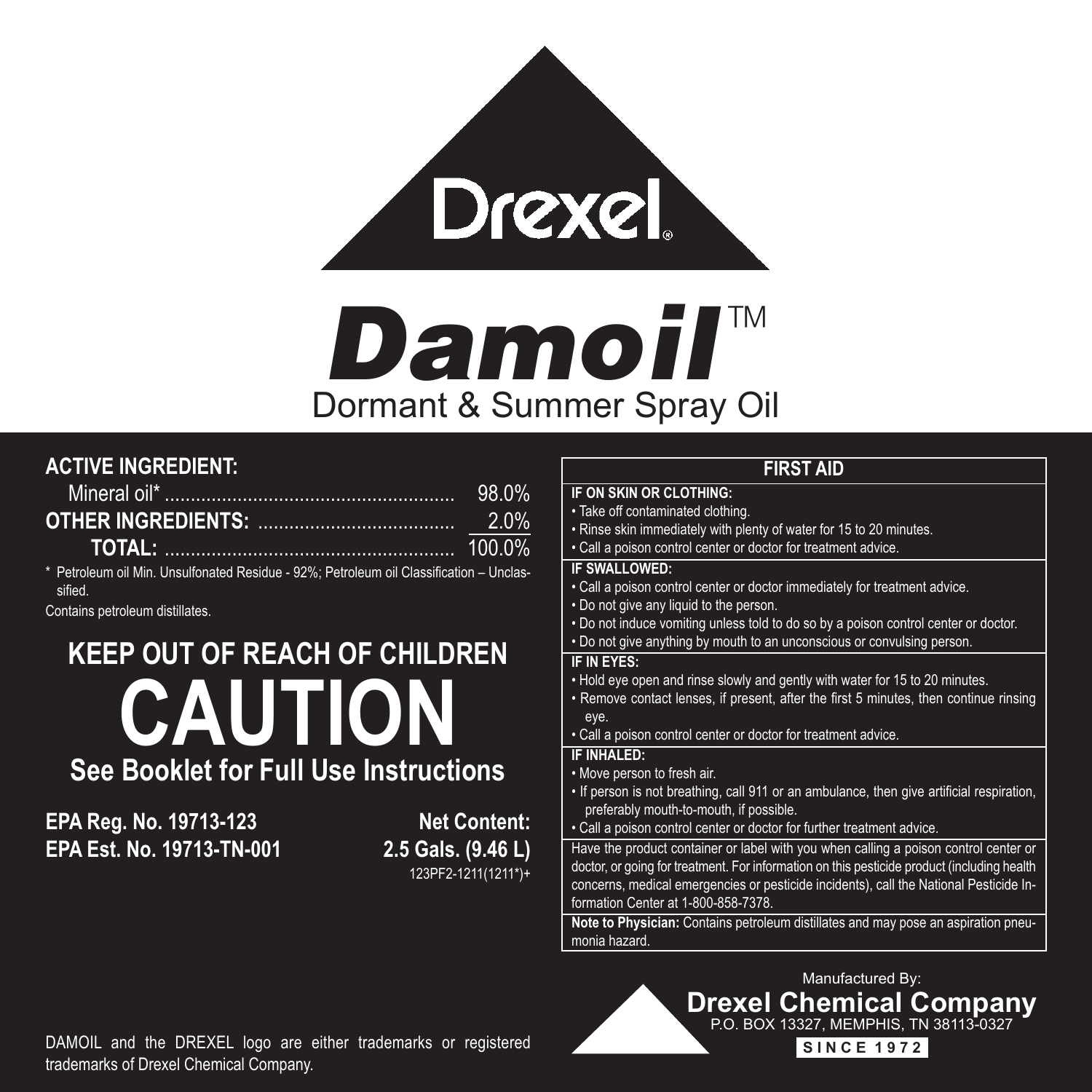Drexel®

# Damoil™

## Dormant & Summer Spray Oil

**ACTIVE INGREDIENT:**

| | |
|---|---|
| Mineral oil* | 98.0% |
| **OTHER INGREDIENTS:** | 2.0% |
| **TOTAL:** | 100.0% |

\* Petroleum oil Min. Unsulfonated Residue - 92%; Petroleum oil Classification – Unclassified.

Contains petroleum distillates.

## KEEP OUT OF REACH OF CHILDREN

# CAUTION

**See Booklet for Full Use Instructions**

**EPA Reg. No. 19713-123**
**EPA Est. No. 19713-TN-001**

**Net Content:**
**2.5 Gals. (9.46 L)**
123PF2-1211(1211*)+

### FIRST AID

**IF ON SKIN OR CLOTHING:**
- Take off contaminated clothing.
- Rinse skin immediately with plenty of water for 15 to 20 minutes.
- Call a poison control center or doctor for treatment advice.

**IF SWALLOWED:**
- Call a poison control center or doctor immediately for treatment advice.
- Do not give any liquid to the person.
- Do not induce vomiting unless told to do so by a poison control center or doctor.
- Do not give anything by mouth to an unconscious or convulsing person.

**IF IN EYES:**
- Hold eye open and rinse slowly and gently with water for 15 to 20 minutes.
- Remove contact lenses, if present, after the first 5 minutes, then continue rinsing eye.
- Call a poison control center or doctor for treatment advice.

**IF INHALED:**
- Move person to fresh air.
- If person is not breathing, call 911 or an ambulance, then give artificial respiration, preferably mouth-to-mouth, if possible.
- Call a poison control center or doctor for further treatment advice.

Have the product container or label with you when calling a poison control center or doctor, or going for treatment. For information on this pesticide product (including health concerns, medical emergencies or pesticide incidents), call the National Pesticide Information Center at 1-800-858-7378.

**Note to Physician:** Contains petroleum distillates and may pose an aspiration pneumonia hazard.

Manufactured By:
**Drexel Chemical Company**
P.O. BOX 13327, MEMPHIS, TN 38113-0327
**SINCE 1972**

DAMOIL and the DREXEL logo are either trademarks or registered trademarks of Drexel Chemical Company.